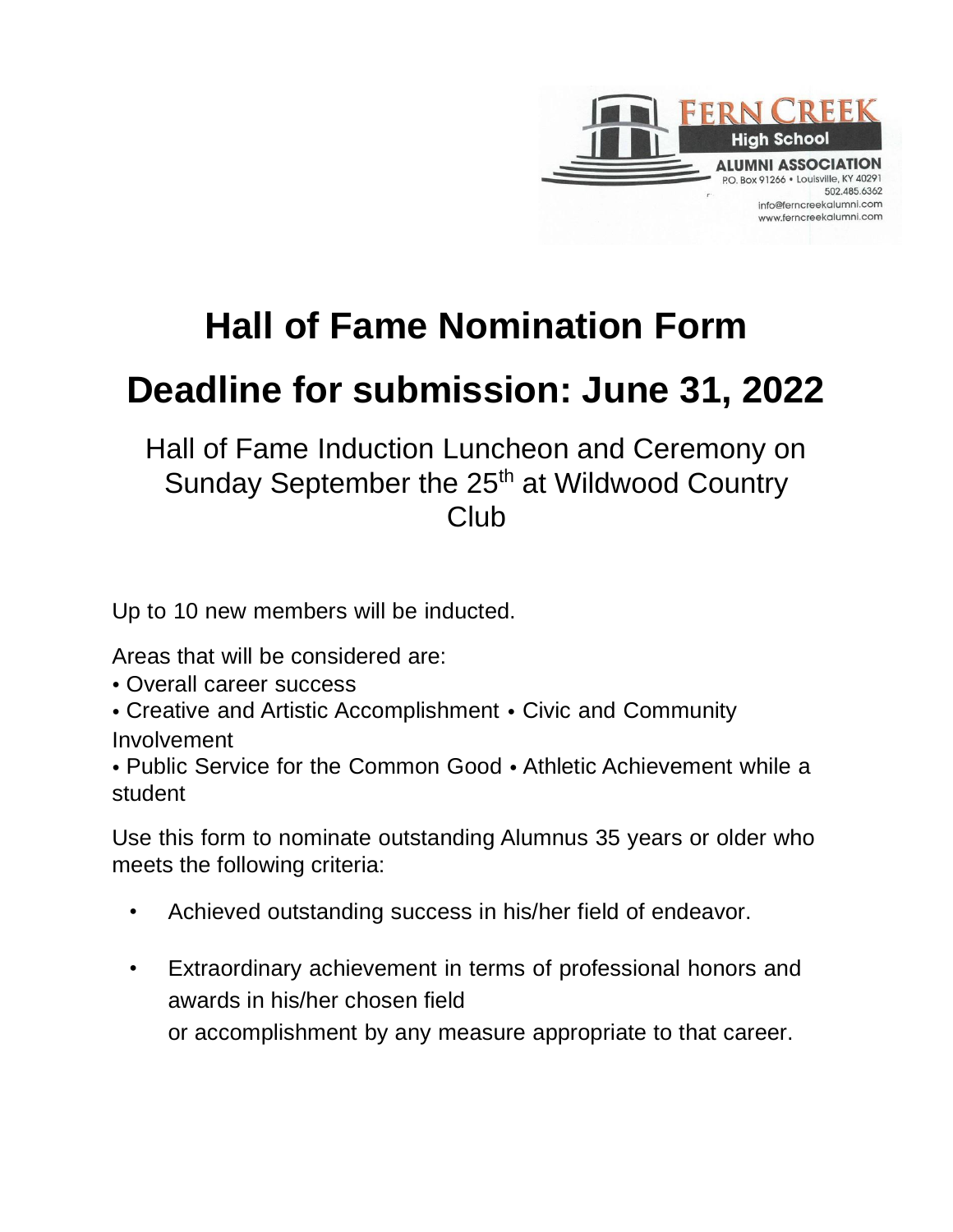FERN CREEK High School ALUMNI ASSOCIATION
P.O. Box 91266 • Louisville, KY 40291
502.485.6362
info@ferncreekalumni.com
www.ferncreekalumni.com

# Hall of Fame Nomination Form

# Deadline for submission: June 31, 2022

Hall of Fame Induction Luncheon and Ceremony on Sunday September the 25th at Wildwood Country Club

Up to 10 new members will be inducted.

Areas that will be considered are:
• Overall career success
• Creative and Artistic Accomplishment • Civic and Community Involvement
• Public Service for the Common Good • Athletic Achievement while a student

Use this form to nominate outstanding Alumnus 35 years or older who meets the following criteria:

- Achieved outstanding success in his/her field of endeavor.
- Extraordinary achievement in terms of professional honors and awards in his/her chosen field
  or accomplishment by any measure appropriate to that career.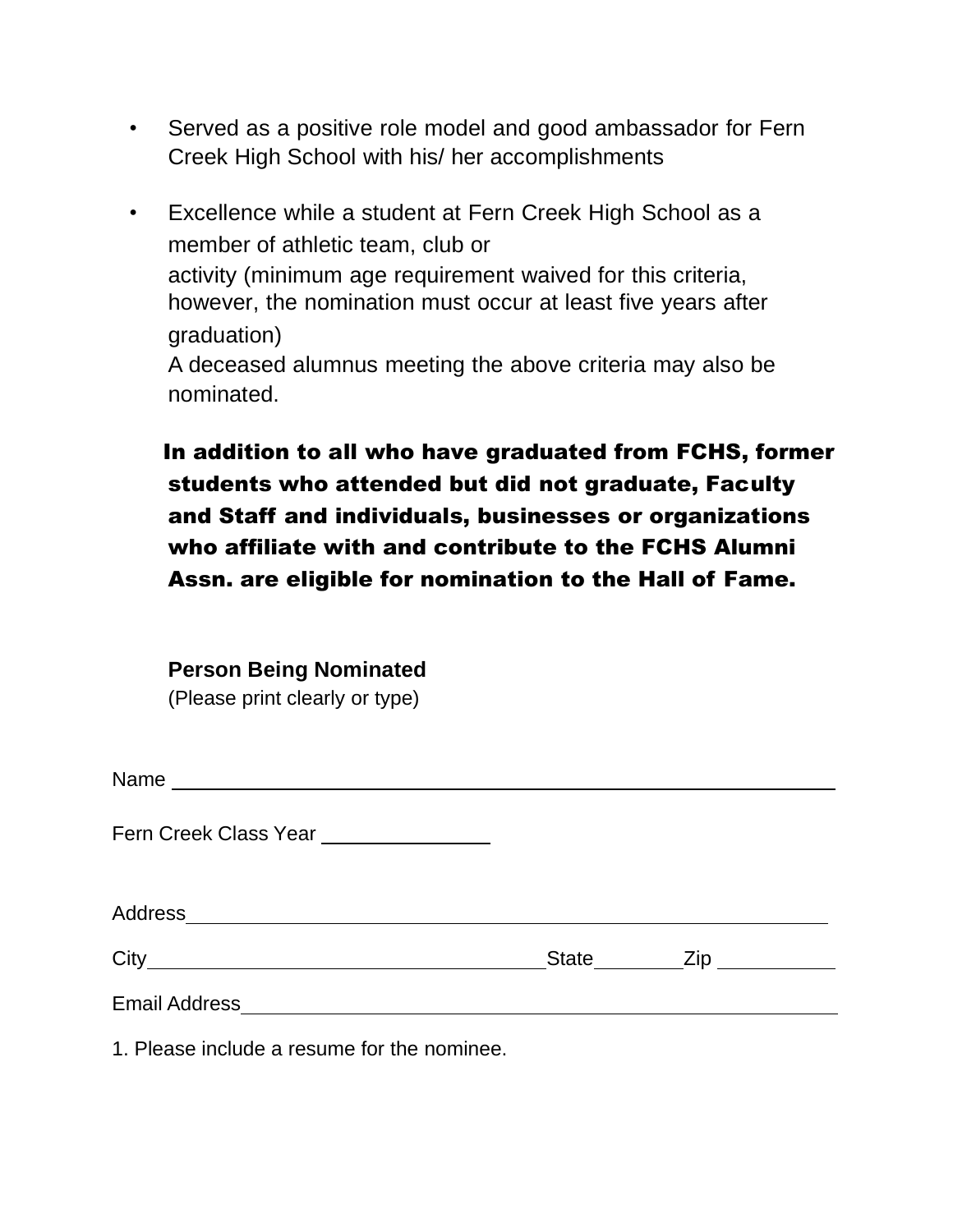- Served as a positive role model and good ambassador for Fern Creek High School with his/ her accomplishments
- Excellence while a student at Fern Creek High School as a member of athletic team, club or activity (minimum age requirement waived for this criteria, however, the nomination must occur at least five years after graduation)
  A deceased alumnus meeting the above criteria may also be nominated.

**In addition to all who have graduated from FCHS, former students who attended but did not graduate, Faculty and Staff and individuals, businesses or organizations who affiliate with and contribute to the FCHS Alumni Assn. are eligible for nomination to the Hall of Fame.**

**Person Being Nominated**
(Please print clearly or type)

Name ____________________________________________________________

Fern Creek Class Year ______________

Address__________________________________________________________

City___________________________________State________Zip __________

Email Address____________________________________________________

1. Please include a resume for the nominee.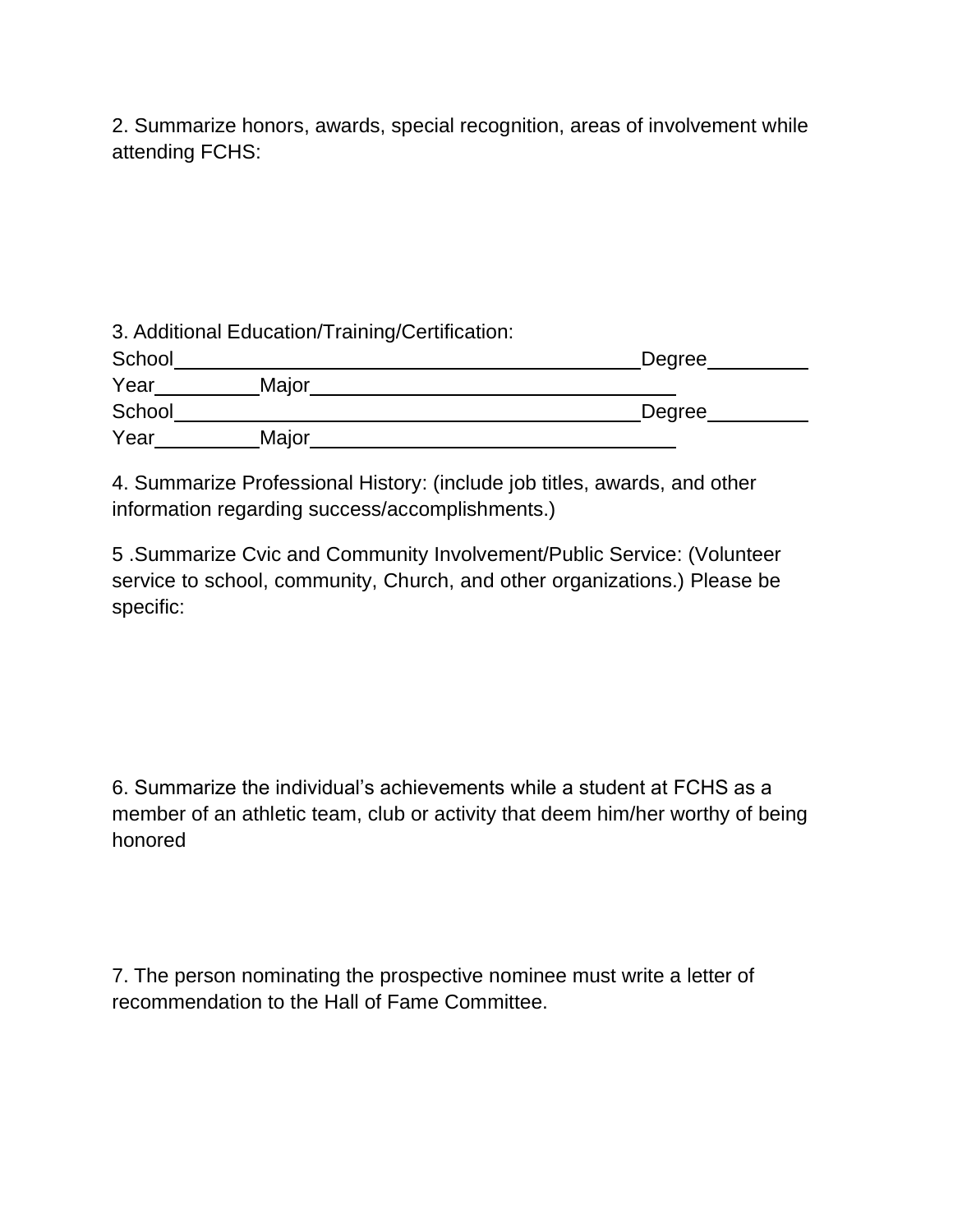2. Summarize honors, awards, special recognition, areas of involvement while attending FCHS:

3. Additional Education/Training/Certification:

School\_\_\_\_\_\_\_\_\_\_\_\_\_\_\_\_\_\_\_\_\_\_\_\_\_\_\_\_\_\_\_\_\_\_\_\_\_\_\_\_\_\_Degree\_\_\_\_\_\_\_\_\_\_

Year\_\_\_\_\_\_\_\_\_\_Major\_\_\_\_\_\_\_\_\_\_\_\_\_\_\_\_\_\_\_\_\_\_\_\_\_\_\_\_\_\_\_\_\_\_

School\_\_\_\_\_\_\_\_\_\_\_\_\_\_\_\_\_\_\_\_\_\_\_\_\_\_\_\_\_\_\_\_\_\_\_\_\_\_\_\_\_\_Degree\_\_\_\_\_\_\_\_\_\_

Year\_\_\_\_\_\_\_\_\_\_Major\_\_\_\_\_\_\_\_\_\_\_\_\_\_\_\_\_\_\_\_\_\_\_\_\_\_\_\_\_\_\_\_\_\_

4. Summarize Professional History: (include job titles, awards, and other information regarding success/accomplishments.)

5 .Summarize Cvic and Community Involvement/Public Service: (Volunteer service to school, community, Church, and other organizations.) Please be specific:

6. Summarize the individual's achievements while a student at FCHS as a member of an athletic team, club or activity that deem him/her worthy of being honored

7. The person nominating the prospective nominee must write a letter of recommendation to the Hall of Fame Committee.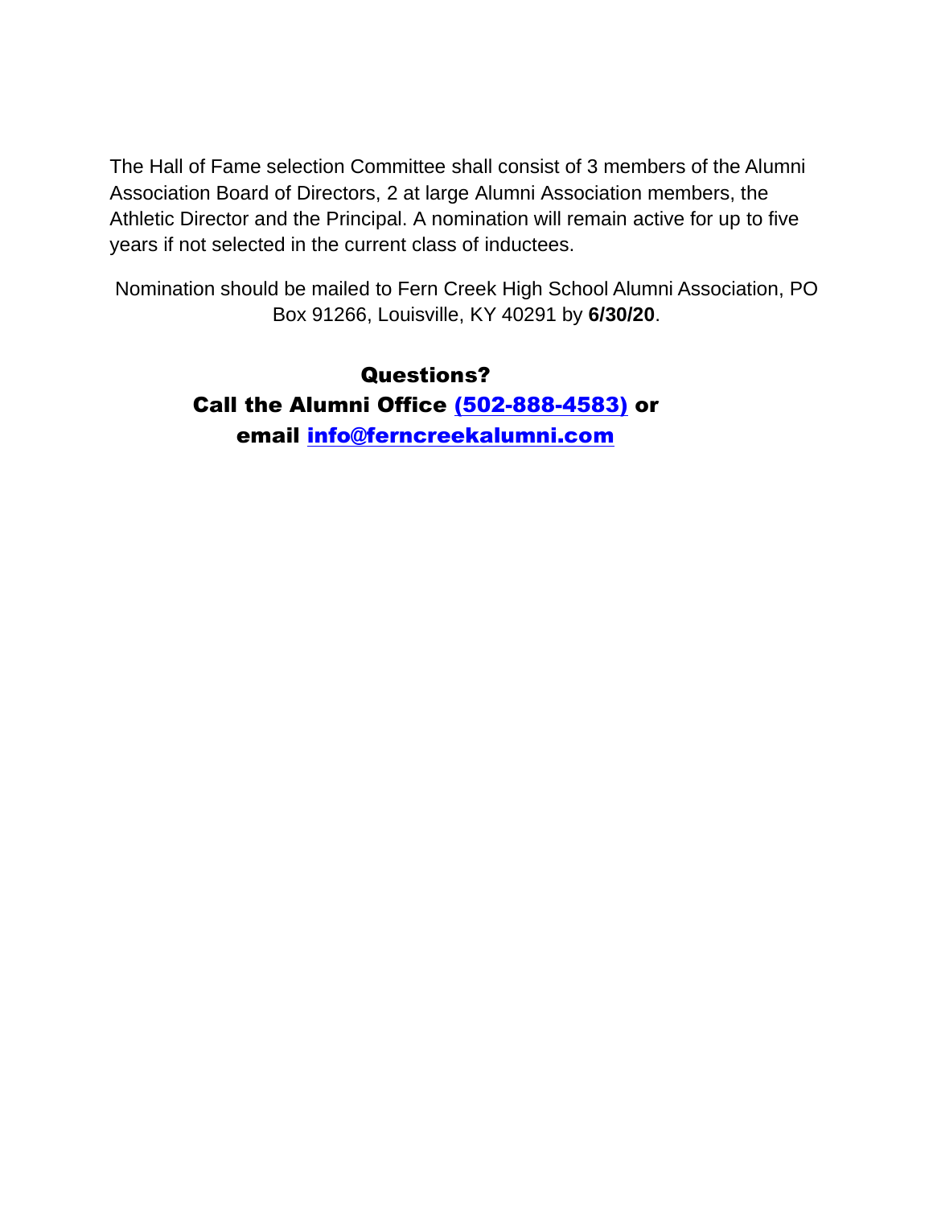The Hall of Fame selection Committee shall consist of 3 members of the Alumni Association Board of Directors, 2 at large Alumni Association members, the Athletic Director and the Principal. A nomination will remain active for up to five years if not selected in the current class of inductees.

Nomination should be mailed to Fern Creek High School Alumni Association, PO Box 91266, Louisville, KY 40291 by **6/30/20**.

**Questions?**
**Call the Alumni Office (502-888-4583) or email info@ferncreekalumni.com**